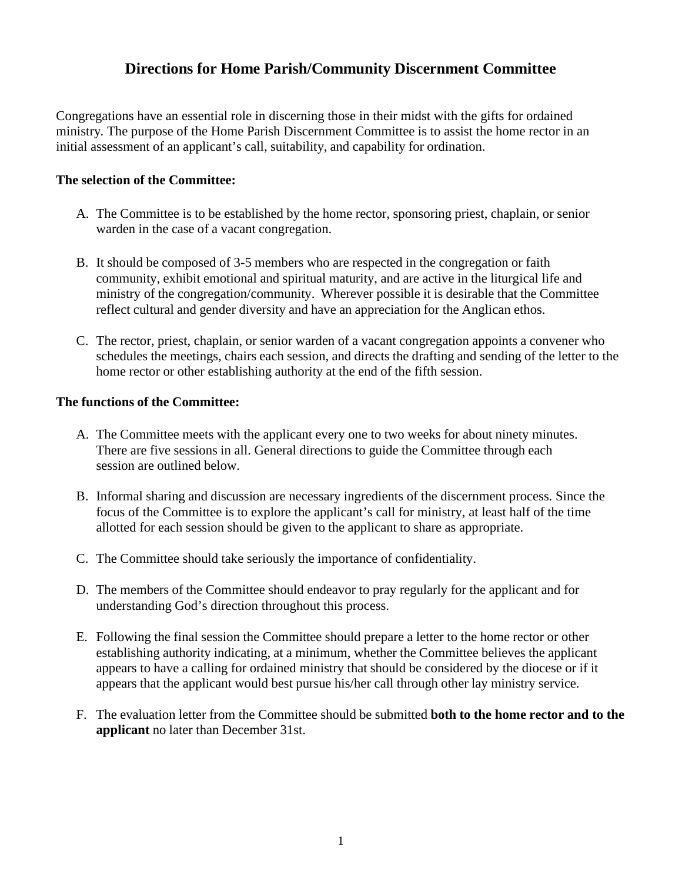# Directions for Home Parish/Community Discernment Committee

Congregations have an essential role in discerning those in their midst with the gifts for ordained ministry. The purpose of the Home Parish Discernment Committee is to assist the home rector in an initial assessment of an applicant's call, suitability, and capability for ordination.

**The selection of the Committee:**

A. The Committee is to be established by the home rector, sponsoring priest, chaplain, or senior warden in the case of a vacant congregation.

B. It should be composed of 3-5 members who are respected in the congregation or faith community, exhibit emotional and spiritual maturity, and are active in the liturgical life and ministry of the congregation/community. Wherever possible it is desirable that the Committee reflect cultural and gender diversity and have an appreciation for the Anglican ethos.

C. The rector, priest, chaplain, or senior warden of a vacant congregation appoints a convener who schedules the meetings, chairs each session, and directs the drafting and sending of the letter to the home rector or other establishing authority at the end of the fifth session.

**The functions of the Committee:**

A. The Committee meets with the applicant every one to two weeks for about ninety minutes. There are five sessions in all. General directions to guide the Committee through each session are outlined below.

B. Informal sharing and discussion are necessary ingredients of the discernment process. Since the focus of the Committee is to explore the applicant's call for ministry, at least half of the time allotted for each session should be given to the applicant to share as appropriate.

C. The Committee should take seriously the importance of confidentiality.

D. The members of the Committee should endeavor to pray regularly for the applicant and for understanding God's direction throughout this process.

E. Following the final session the Committee should prepare a letter to the home rector or other establishing authority indicating, at a minimum, whether the Committee believes the applicant appears to have a calling for ordained ministry that should be considered by the diocese or if it appears that the applicant would best pursue his/her call through other lay ministry service.

F. The evaluation letter from the Committee should be submitted **both to the home rector and to the applicant** no later than December 31st.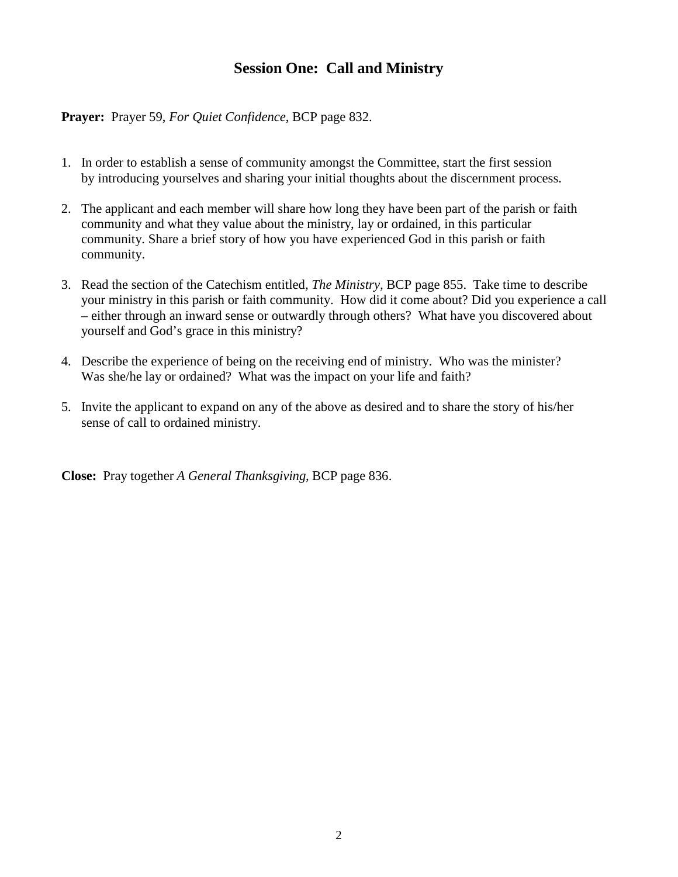## Session One: Call and Ministry

**Prayer:** Prayer 59, *For Quiet Confidence*, BCP page 832.

1. In order to establish a sense of community amongst the Committee, start the first session by introducing yourselves and sharing your initial thoughts about the discernment process.

2. The applicant and each member will share how long they have been part of the parish or faith community and what they value about the ministry, lay or ordained, in this particular community. Share a brief story of how you have experienced God in this parish or faith community.

3. Read the section of the Catechism entitled, *The Ministry*, BCP page 855. Take time to describe your ministry in this parish or faith community. How did it come about? Did you experience a call – either through an inward sense or outwardly through others? What have you discovered about yourself and God's grace in this ministry?

4. Describe the experience of being on the receiving end of ministry. Who was the minister? Was she/he lay or ordained? What was the impact on your life and faith?

5. Invite the applicant to expand on any of the above as desired and to share the story of his/her sense of call to ordained ministry.

**Close:** Pray together *A General Thanksgiving*, BCP page 836.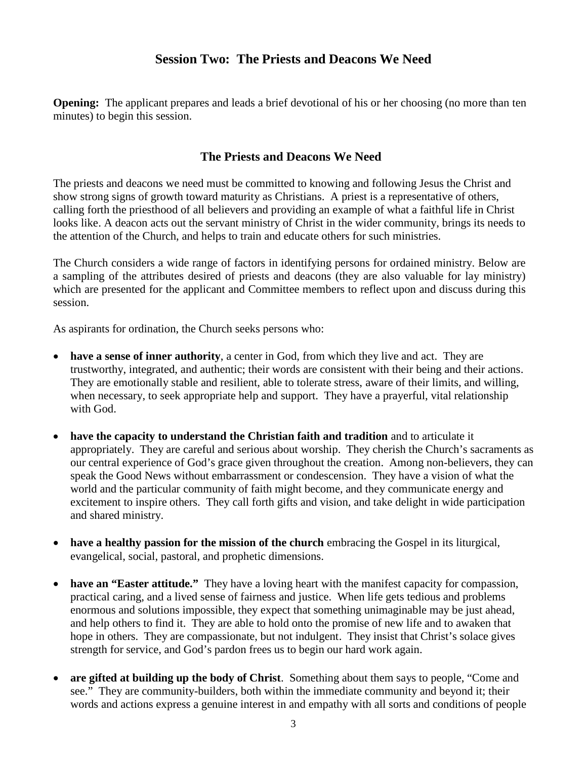## Session Two: The Priests and Deacons We Need

**Opening:** The applicant prepares and leads a brief devotional of his or her choosing (no more than ten minutes) to begin this session.

### The Priests and Deacons We Need

The priests and deacons we need must be committed to knowing and following Jesus the Christ and show strong signs of growth toward maturity as Christians. A priest is a representative of others, calling forth the priesthood of all believers and providing an example of what a faithful life in Christ looks like. A deacon acts out the servant ministry of Christ in the wider community, brings its needs to the attention of the Church, and helps to train and educate others for such ministries.

The Church considers a wide range of factors in identifying persons for ordained ministry. Below are a sampling of the attributes desired of priests and deacons (they are also valuable for lay ministry) which are presented for the applicant and Committee members to reflect upon and discuss during this session.

As aspirants for ordination, the Church seeks persons who:

- **have a sense of inner authority**, a center in God, from which they live and act. They are trustworthy, integrated, and authentic; their words are consistent with their being and their actions. They are emotionally stable and resilient, able to tolerate stress, aware of their limits, and willing, when necessary, to seek appropriate help and support. They have a prayerful, vital relationship with God.
- **have the capacity to understand the Christian faith and tradition** and to articulate it appropriately. They are careful and serious about worship. They cherish the Church's sacraments as our central experience of God's grace given throughout the creation. Among non-believers, they can speak the Good News without embarrassment or condescension. They have a vision of what the world and the particular community of faith might become, and they communicate energy and excitement to inspire others. They call forth gifts and vision, and take delight in wide participation and shared ministry.
- **have a healthy passion for the mission of the church** embracing the Gospel in its liturgical, evangelical, social, pastoral, and prophetic dimensions.
- **have an "Easter attitude."** They have a loving heart with the manifest capacity for compassion, practical caring, and a lived sense of fairness and justice. When life gets tedious and problems enormous and solutions impossible, they expect that something unimaginable may be just ahead, and help others to find it. They are able to hold onto the promise of new life and to awaken that hope in others. They are compassionate, but not indulgent. They insist that Christ's solace gives strength for service, and God's pardon frees us to begin our hard work again.
- **are gifted at building up the body of Christ**. Something about them says to people, "Come and see." They are community-builders, both within the immediate community and beyond it; their words and actions express a genuine interest in and empathy with all sorts and conditions of people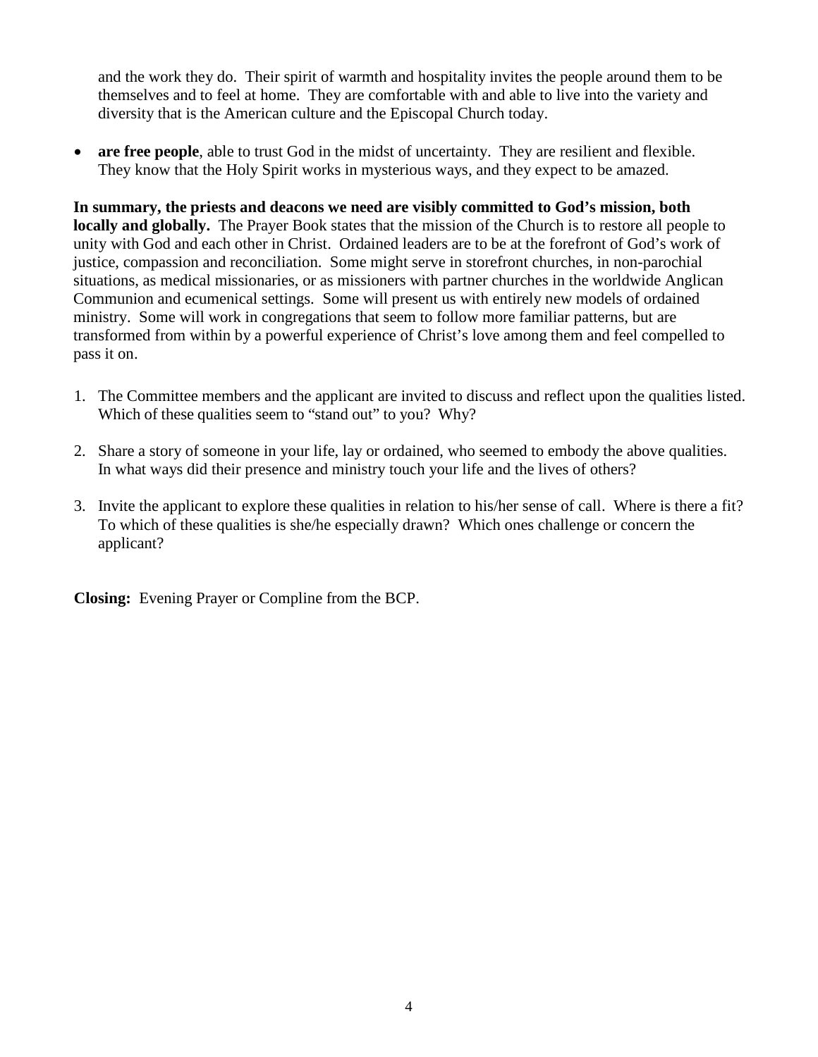and the work they do. Their spirit of warmth and hospitality invites the people around them to be themselves and to feel at home. They are comfortable with and able to live into the variety and diversity that is the American culture and the Episcopal Church today.

- **are free people**, able to trust God in the midst of uncertainty. They are resilient and flexible. They know that the Holy Spirit works in mysterious ways, and they expect to be amazed.

**In summary, the priests and deacons we need are visibly committed to God's mission, both locally and globally.** The Prayer Book states that the mission of the Church is to restore all people to unity with God and each other in Christ. Ordained leaders are to be at the forefront of God's work of justice, compassion and reconciliation. Some might serve in storefront churches, in non-parochial situations, as medical missionaries, or as missioners with partner churches in the worldwide Anglican Communion and ecumenical settings. Some will present us with entirely new models of ordained ministry. Some will work in congregations that seem to follow more familiar patterns, but are transformed from within by a powerful experience of Christ's love among them and feel compelled to pass it on.

1. The Committee members and the applicant are invited to discuss and reflect upon the qualities listed. Which of these qualities seem to "stand out" to you? Why?

2. Share a story of someone in your life, lay or ordained, who seemed to embody the above qualities. In what ways did their presence and ministry touch your life and the lives of others?

3. Invite the applicant to explore these qualities in relation to his/her sense of call. Where is there a fit? To which of these qualities is she/he especially drawn? Which ones challenge or concern the applicant?

**Closing:** Evening Prayer or Compline from the BCP.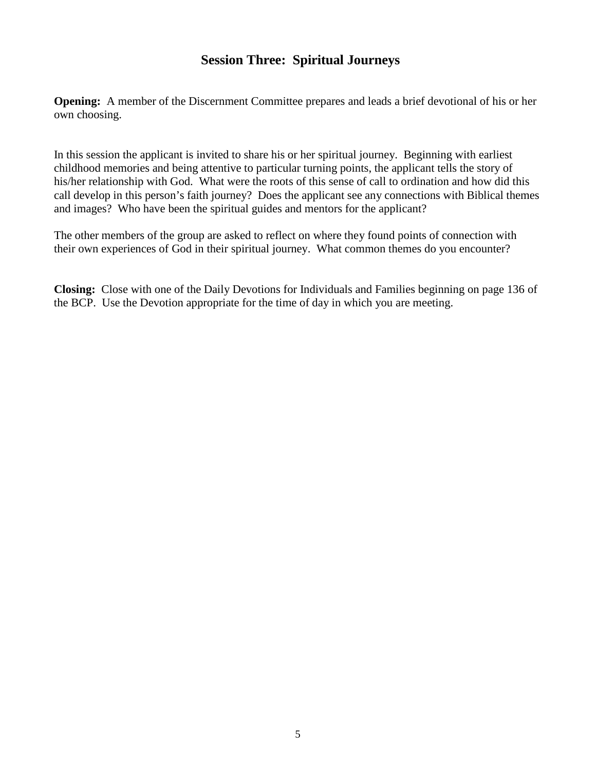## Session Three: Spiritual Journeys

**Opening:** A member of the Discernment Committee prepares and leads a brief devotional of his or her own choosing.

In this session the applicant is invited to share his or her spiritual journey. Beginning with earliest childhood memories and being attentive to particular turning points, the applicant tells the story of his/her relationship with God. What were the roots of this sense of call to ordination and how did this call develop in this person's faith journey? Does the applicant see any connections with Biblical themes and images? Who have been the spiritual guides and mentors for the applicant?

The other members of the group are asked to reflect on where they found points of connection with their own experiences of God in their spiritual journey. What common themes do you encounter?

**Closing:** Close with one of the Daily Devotions for Individuals and Families beginning on page 136 of the BCP. Use the Devotion appropriate for the time of day in which you are meeting.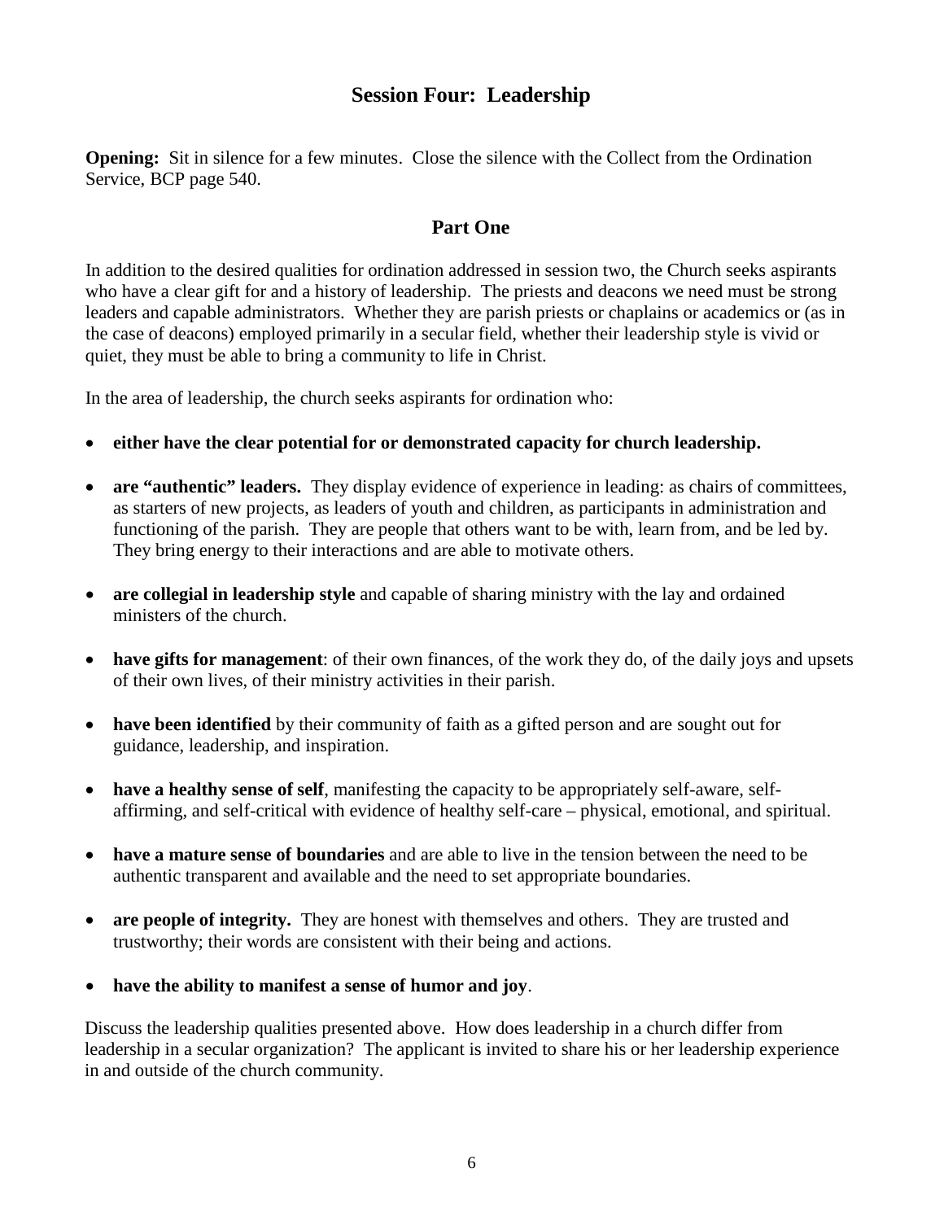## Session Four: Leadership

**Opening:** Sit in silence for a few minutes. Close the silence with the Collect from the Ordination Service, BCP page 540.

### Part One

In addition to the desired qualities for ordination addressed in session two, the Church seeks aspirants who have a clear gift for and a history of leadership. The priests and deacons we need must be strong leaders and capable administrators. Whether they are parish priests or chaplains or academics or (as in the case of deacons) employed primarily in a secular field, whether their leadership style is vivid or quiet, they must be able to bring a community to life in Christ.

In the area of leadership, the church seeks aspirants for ordination who:

- **either have the clear potential for or demonstrated capacity for church leadership.**
- **are "authentic" leaders.** They display evidence of experience in leading: as chairs of committees, as starters of new projects, as leaders of youth and children, as participants in administration and functioning of the parish. They are people that others want to be with, learn from, and be led by. They bring energy to their interactions and are able to motivate others.
- **are collegial in leadership style** and capable of sharing ministry with the lay and ordained ministers of the church.
- **have gifts for management**: of their own finances, of the work they do, of the daily joys and upsets of their own lives, of their ministry activities in their parish.
- **have been identified** by their community of faith as a gifted person and are sought out for guidance, leadership, and inspiration.
- **have a healthy sense of self**, manifesting the capacity to be appropriately self-aware, self-affirming, and self-critical with evidence of healthy self-care – physical, emotional, and spiritual.
- **have a mature sense of boundaries** and are able to live in the tension between the need to be authentic transparent and available and the need to set appropriate boundaries.
- **are people of integrity.** They are honest with themselves and others. They are trusted and trustworthy; their words are consistent with their being and actions.
- **have the ability to manifest a sense of humor and joy**.

Discuss the leadership qualities presented above. How does leadership in a church differ from leadership in a secular organization? The applicant is invited to share his or her leadership experience in and outside of the church community.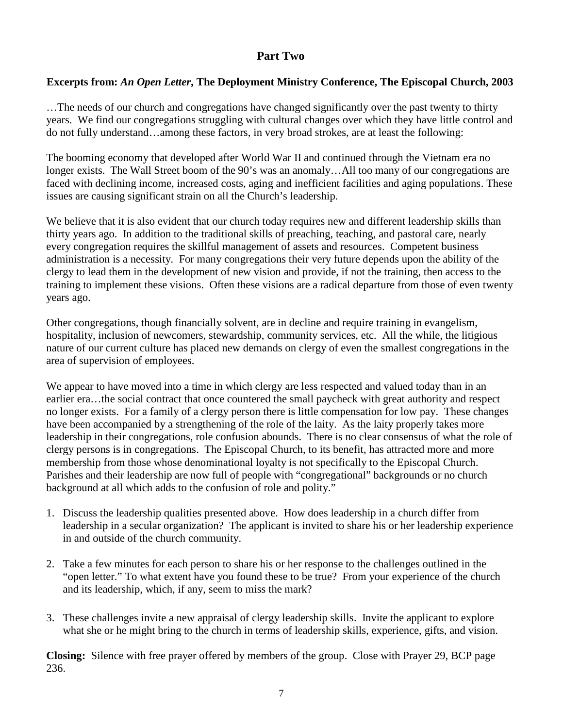## Part Two

**Excerpts from: *An Open Letter*, The Deployment Ministry Conference, The Episcopal Church, 2003**

…The needs of our church and congregations have changed significantly over the past twenty to thirty years. We find our congregations struggling with cultural changes over which they have little control and do not fully understand…among these factors, in very broad strokes, are at least the following:

The booming economy that developed after World War II and continued through the Vietnam era no longer exists. The Wall Street boom of the 90's was an anomaly…All too many of our congregations are faced with declining income, increased costs, aging and inefficient facilities and aging populations. These issues are causing significant strain on all the Church's leadership.

We believe that it is also evident that our church today requires new and different leadership skills than thirty years ago. In addition to the traditional skills of preaching, teaching, and pastoral care, nearly every congregation requires the skillful management of assets and resources. Competent business administration is a necessity. For many congregations their very future depends upon the ability of the clergy to lead them in the development of new vision and provide, if not the training, then access to the training to implement these visions. Often these visions are a radical departure from those of even twenty years ago.

Other congregations, though financially solvent, are in decline and require training in evangelism, hospitality, inclusion of newcomers, stewardship, community services, etc. All the while, the litigious nature of our current culture has placed new demands on clergy of even the smallest congregations in the area of supervision of employees.

We appear to have moved into a time in which clergy are less respected and valued today than in an earlier era…the social contract that once countered the small paycheck with great authority and respect no longer exists. For a family of a clergy person there is little compensation for low pay. These changes have been accompanied by a strengthening of the role of the laity. As the laity properly takes more leadership in their congregations, role confusion abounds. There is no clear consensus of what the role of clergy persons is in congregations. The Episcopal Church, to its benefit, has attracted more and more membership from those whose denominational loyalty is not specifically to the Episcopal Church. Parishes and their leadership are now full of people with "congregational" backgrounds or no church background at all which adds to the confusion of role and polity."

1. Discuss the leadership qualities presented above. How does leadership in a church differ from leadership in a secular organization? The applicant is invited to share his or her leadership experience in and outside of the church community.

2. Take a few minutes for each person to share his or her response to the challenges outlined in the "open letter." To what extent have you found these to be true? From your experience of the church and its leadership, which, if any, seem to miss the mark?

3. These challenges invite a new appraisal of clergy leadership skills. Invite the applicant to explore what she or he might bring to the church in terms of leadership skills, experience, gifts, and vision.

**Closing:** Silence with free prayer offered by members of the group. Close with Prayer 29, BCP page 236.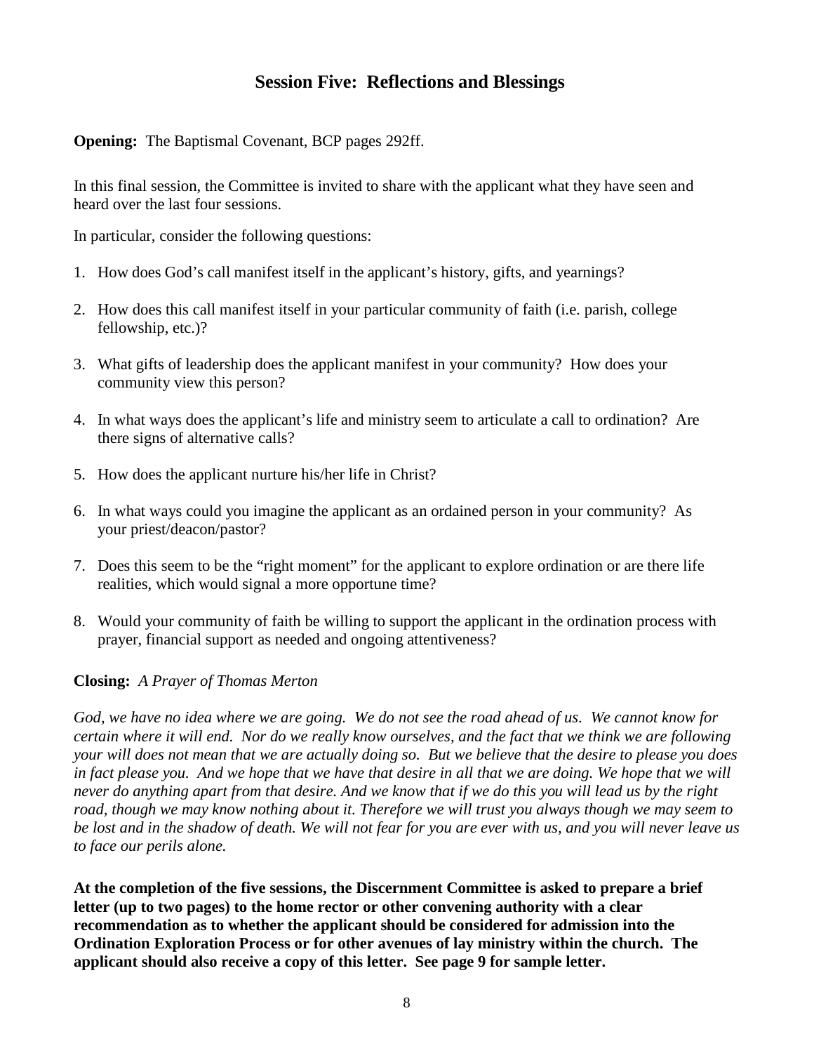## Session Five: Reflections and Blessings

**Opening:** The Baptismal Covenant, BCP pages 292ff.

In this final session, the Committee is invited to share with the applicant what they have seen and heard over the last four sessions.

In particular, consider the following questions:

1. How does God's call manifest itself in the applicant's history, gifts, and yearnings?
2. How does this call manifest itself in your particular community of faith (i.e. parish, college fellowship, etc.)?
3. What gifts of leadership does the applicant manifest in your community? How does your community view this person?
4. In what ways does the applicant's life and ministry seem to articulate a call to ordination? Are there signs of alternative calls?
5. How does the applicant nurture his/her life in Christ?
6. In what ways could you imagine the applicant as an ordained person in your community? As your priest/deacon/pastor?
7. Does this seem to be the "right moment" for the applicant to explore ordination or are there life realities, which would signal a more opportune time?
8. Would your community of faith be willing to support the applicant in the ordination process with prayer, financial support as needed and ongoing attentiveness?

**Closing:** *A Prayer of Thomas Merton*

*God, we have no idea where we are going. We do not see the road ahead of us. We cannot know for certain where it will end. Nor do we really know ourselves, and the fact that we think we are following your will does not mean that we are actually doing so. But we believe that the desire to please you does in fact please you. And we hope that we have that desire in all that we are doing. We hope that we will never do anything apart from that desire. And we know that if we do this you will lead us by the right road, though we may know nothing about it. Therefore we will trust you always though we may seem to be lost and in the shadow of death. We will not fear for you are ever with us, and you will never leave us to face our perils alone.*

**At the completion of the five sessions, the Discernment Committee is asked to prepare a brief letter (up to two pages) to the home rector or other convening authority with a clear recommendation as to whether the applicant should be considered for admission into the Ordination Exploration Process or for other avenues of lay ministry within the church. The applicant should also receive a copy of this letter. See page 9 for sample letter.**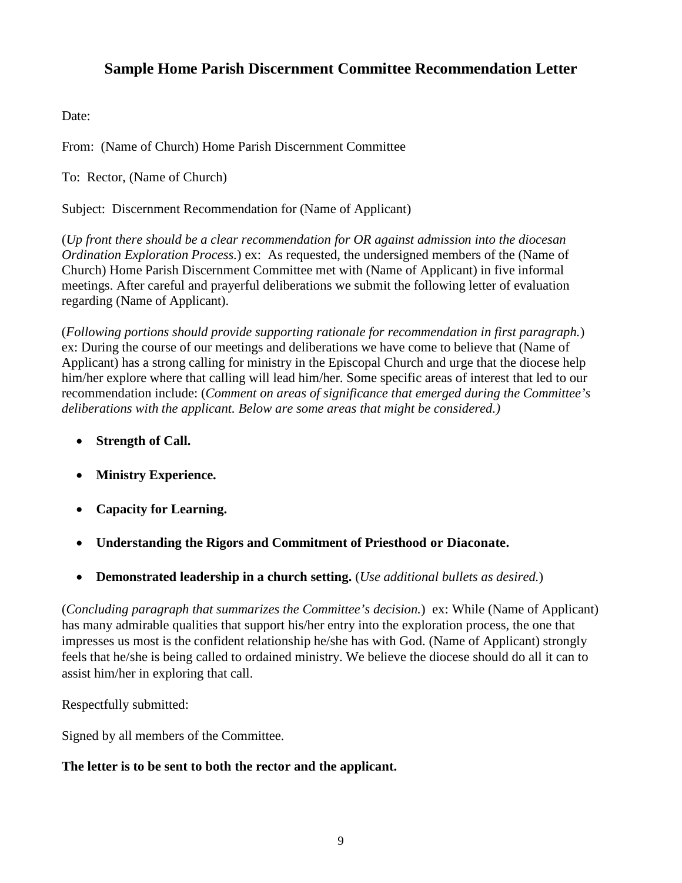## Sample Home Parish Discernment Committee Recommendation Letter

Date:

From: (Name of Church) Home Parish Discernment Committee

To: Rector, (Name of Church)

Subject: Discernment Recommendation for (Name of Applicant)

(*Up front there should be a clear recommendation for OR against admission into the diocesan Ordination Exploration Process.*) ex: As requested, the undersigned members of the (Name of Church) Home Parish Discernment Committee met with (Name of Applicant) in five informal meetings. After careful and prayerful deliberations we submit the following letter of evaluation regarding (Name of Applicant).

(*Following portions should provide supporting rationale for recommendation in first paragraph.*) ex: During the course of our meetings and deliberations we have come to believe that (Name of Applicant) has a strong calling for ministry in the Episcopal Church and urge that the diocese help him/her explore where that calling will lead him/her. Some specific areas of interest that led to our recommendation include: (*Comment on areas of significance that emerged during the Committee's deliberations with the applicant. Below are some areas that might be considered.)*

- **Strength of Call.**
- **Ministry Experience.**
- **Capacity for Learning.**
- **Understanding the Rigors and Commitment of Priesthood or Diaconate.**
- **Demonstrated leadership in a church setting.** (*Use additional bullets as desired.*)

(*Concluding paragraph that summarizes the Committee's decision.*) ex: While (Name of Applicant) has many admirable qualities that support his/her entry into the exploration process, the one that impresses us most is the confident relationship he/she has with God. (Name of Applicant) strongly feels that he/she is being called to ordained ministry. We believe the diocese should do all it can to assist him/her in exploring that call.

Respectfully submitted:

Signed by all members of the Committee.

**The letter is to be sent to both the rector and the applicant.**